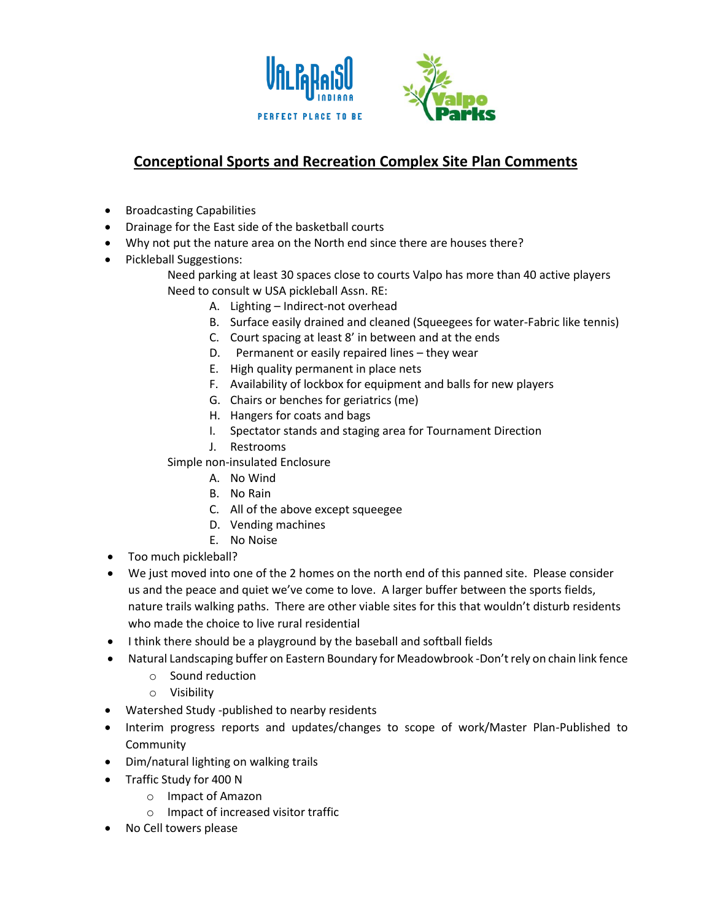## Conceptional Sports and Recreation Complex Site Plan Comments

- Broadcasting Capabilities
- Drainage for the East side of the basketball courts
- Why not put the nature area on the North end since there are houses there?
- Pickleball Suggestions:

  Need parking at least 30 spaces close to courts Valpo has more than 40 active players

  Need to consult w USA pickleball Assn. RE:

  A. Lighting – Indirect-not overhead
  B. Surface easily drained and cleaned (Squeegees for water-Fabric like tennis)
  C. Court spacing at least 8' in between and at the ends
  D. Permanent or easily repaired lines – they wear
  E. High quality permanent in place nets
  F. Availability of lockbox for equipment and balls for new players
  G. Chairs or benches for geriatrics (me)
  H. Hangers for coats and bags
  I. Spectator stands and staging area for Tournament Direction
  J. Restrooms

  Simple non-insulated Enclosure

  A. No Wind
  B. No Rain
  C. All of the above except squeegee
  D. Vending machines
  E. No Noise
- Too much pickleball?
- We just moved into one of the 2 homes on the north end of this panned site. Please consider us and the peace and quiet we've come to love. A larger buffer between the sports fields, nature trails walking paths. There are other viable sites for this that wouldn't disturb residents who made the choice to live rural residential
- I think there should be a playground by the baseball and softball fields
- Natural Landscaping buffer on Eastern Boundary for Meadowbrook -Don't rely on chain link fence
  - Sound reduction
  - Visibility
- Watershed Study -published to nearby residents
- Interim progress reports and updates/changes to scope of work/Master Plan-Published to Community
- Dim/natural lighting on walking trails
- Traffic Study for 400 N
  - Impact of Amazon
  - Impact of increased visitor traffic
- No Cell towers please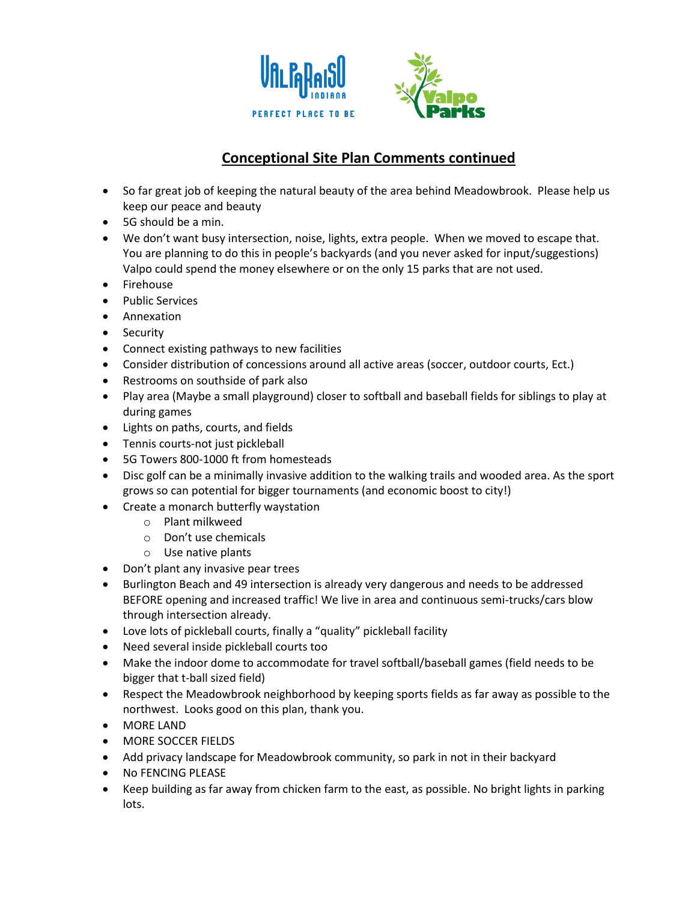# Conceptional Site Plan Comments continued

- So far great job of keeping the natural beauty of the area behind Meadowbrook. Please help us keep our peace and beauty
- 5G should be a min.
- We don't want busy intersection, noise, lights, extra people. When we moved to escape that. You are planning to do this in people's backyards (and you never asked for input/suggestions) Valpo could spend the money elsewhere or on the only 15 parks that are not used.
- Firehouse
- Public Services
- Annexation
- Security
- Connect existing pathways to new facilities
- Consider distribution of concessions around all active areas (soccer, outdoor courts, Ect.)
- Restrooms on southside of park also
- Play area (Maybe a small playground) closer to softball and baseball fields for siblings to play at during games
- Lights on paths, courts, and fields
- Tennis courts-not just pickleball
- 5G Towers 800-1000 ft from homesteads
- Disc golf can be a minimally invasive addition to the walking trails and wooded area. As the sport grows so can potential for bigger tournaments (and economic boost to city!)
- Create a monarch butterfly waystation
  - Plant milkweed
  - Don't use chemicals
  - Use native plants
- Don't plant any invasive pear trees
- Burlington Beach and 49 intersection is already very dangerous and needs to be addressed BEFORE opening and increased traffic! We live in area and continuous semi-trucks/cars blow through intersection already.
- Love lots of pickleball courts, finally a "quality" pickleball facility
- Need several inside pickleball courts too
- Make the indoor dome to accommodate for travel softball/baseball games (field needs to be bigger that t-ball sized field)
- Respect the Meadowbrook neighborhood by keeping sports fields as far away as possible to the northwest. Looks good on this plan, thank you.
- MORE LAND
- MORE SOCCER FIELDS
- Add privacy landscape for Meadowbrook community, so park in not in their backyard
- No FENCING PLEASE
- Keep building as far away from chicken farm to the east, as possible. No bright lights in parking lots.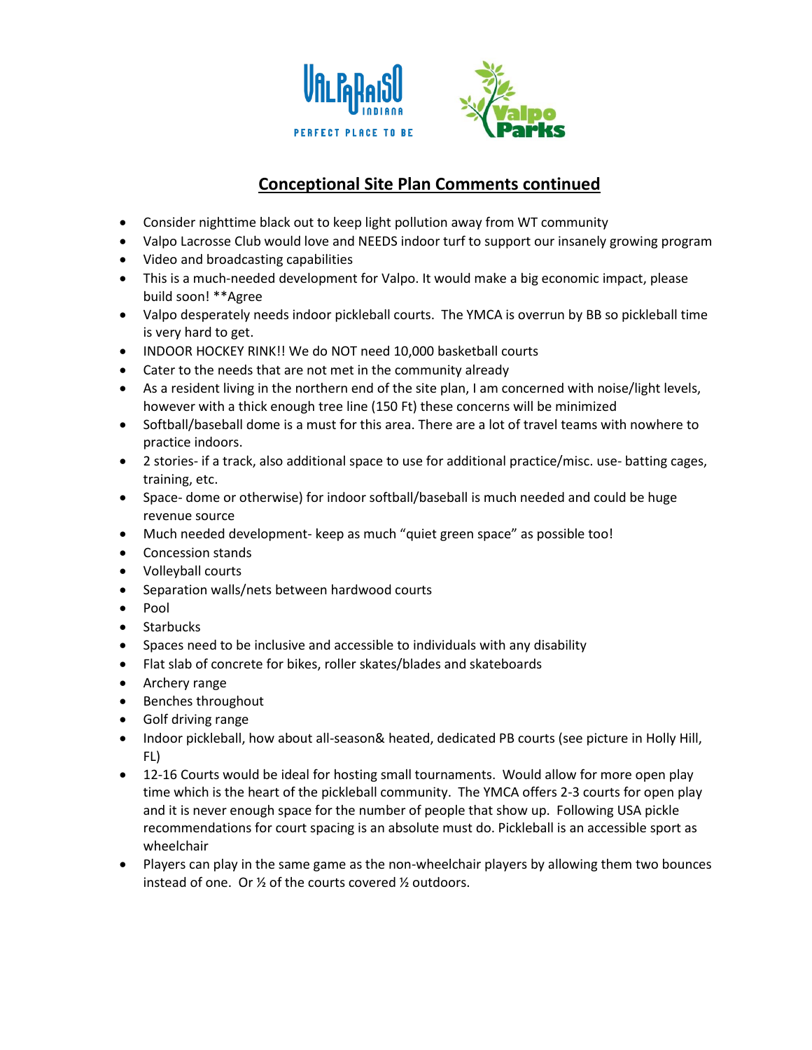## Conceptional Site Plan Comments continued

- Consider nighttime black out to keep light pollution away from WT community
- Valpo Lacrosse Club would love and NEEDS indoor turf to support our insanely growing program
- Video and broadcasting capabilities
- This is a much-needed development for Valpo. It would make a big economic impact, please build soon! **Agree
- Valpo desperately needs indoor pickleball courts. The YMCA is overrun by BB so pickleball time is very hard to get.
- INDOOR HOCKEY RINK!! We do NOT need 10,000 basketball courts
- Cater to the needs that are not met in the community already
- As a resident living in the northern end of the site plan, I am concerned with noise/light levels, however with a thick enough tree line (150 Ft) these concerns will be minimized
- Softball/baseball dome is a must for this area. There are a lot of travel teams with nowhere to practice indoors.
- 2 stories- if a track, also additional space to use for additional practice/misc. use- batting cages, training, etc.
- Space- dome or otherwise) for indoor softball/baseball is much needed and could be huge revenue source
- Much needed development- keep as much "quiet green space" as possible too!
- Concession stands
- Volleyball courts
- Separation walls/nets between hardwood courts
- Pool
- Starbucks
- Spaces need to be inclusive and accessible to individuals with any disability
- Flat slab of concrete for bikes, roller skates/blades and skateboards
- Archery range
- Benches throughout
- Golf driving range
- Indoor pickleball, how about all-season& heated, dedicated PB courts (see picture in Holly Hill, FL)
- 12-16 Courts would be ideal for hosting small tournaments. Would allow for more open play time which is the heart of the pickleball community. The YMCA offers 2-3 courts for open play and it is never enough space for the number of people that show up. Following USA pickle recommendations for court spacing is an absolute must do. Pickleball is an accessible sport as wheelchair
- Players can play in the same game as the non-wheelchair players by allowing them two bounces instead of one. Or ½ of the courts covered ½ outdoors.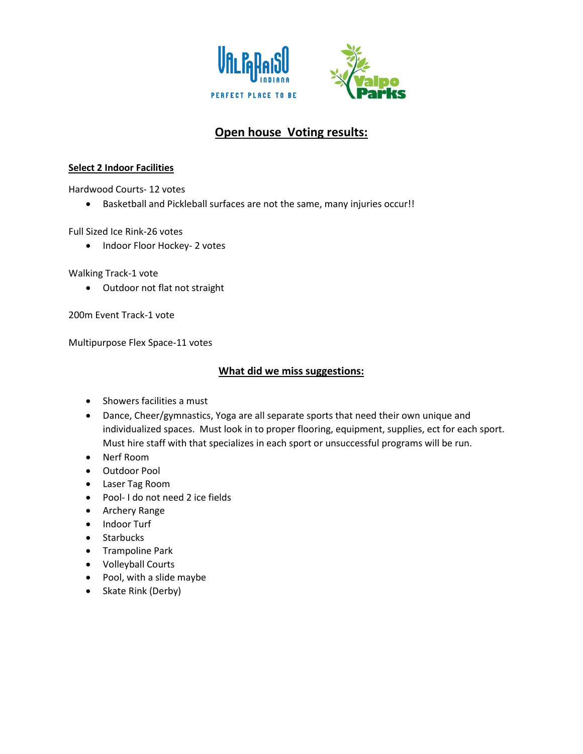# Open house  Voting results:

**Select 2 Indoor Facilities**

Hardwood Courts- 12 votes

- Basketball and Pickleball surfaces are not the same, many injuries occur!!

Full Sized Ice Rink-26 votes

- Indoor Floor Hockey- 2 votes

Walking Track-1 vote

- Outdoor not flat not straight

200m Event Track-1 vote

Multipurpose Flex Space-11 votes

## What did we miss suggestions:

- Showers facilities a must
- Dance, Cheer/gymnastics, Yoga are all separate sports that need their own unique and individualized spaces.  Must look in to proper flooring, equipment, supplies, ect for each sport. Must hire staff with that specializes in each sport or unsuccessful programs will be run.
- Nerf Room
- Outdoor Pool
- Laser Tag Room
- Pool- I do not need 2 ice fields
- Archery Range
- Indoor Turf
- Starbucks
- Trampoline Park
- Volleyball Courts
- Pool, with a slide maybe
- Skate Rink (Derby)